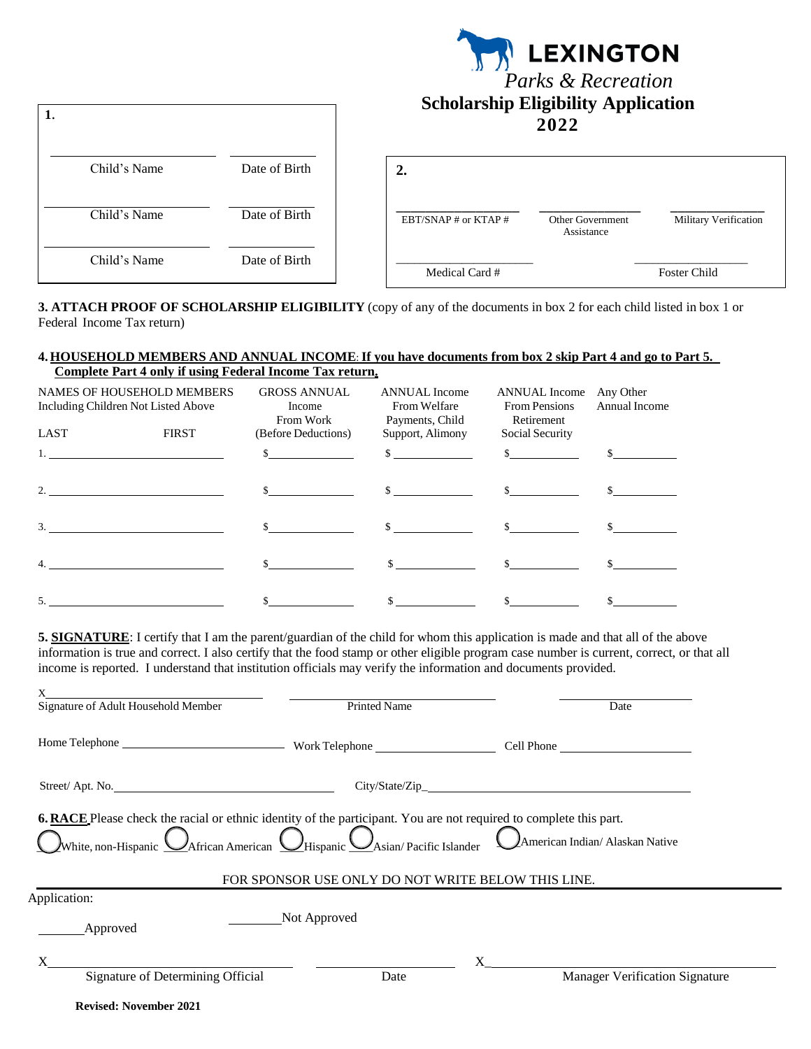# LEXINGTON

*Parks & Recreation*

## Scholarship Eligibility Application 2022

**1.**

| Child's Name | Date of Birth |
| --- | --- |
| ________________ | ________ |
| ________________ | ________ |
| ________________ | ________ |

**2.**

| EBT/SNAP # or KTAP # | Other Government Assistance | Military Verification |
| --- | --- | --- |
| ________________ | ________________ | ________________ |

| Medical Card # | Foster Child |
| --- | --- |
| ________________ | ________________ |

**3. ATTACH PROOF OF SCHOLARSHIP ELIGIBILITY** (copy of any of the documents in box 2 for each child listed in box 1 or Federal Income Tax return)

**4. HOUSEHOLD MEMBERS AND ANNUAL INCOME**: **If you have documents from box 2 skip Part 4 and go to Part 5. Complete Part 4 only if using Federal Income Tax return.**

| NAMES OF HOUSEHOLD MEMBERS Including Children Not Listed Above LAST | FIRST | GROSS ANNUAL Income From Work (Before Deductions) | ANNUAL Income From Welfare Payments, Child Support, Alimony | ANNUAL Income From Pensions Retirement Social Security | Any Other Annual Income |
| --- | --- | --- | --- | --- | --- |
| 1. | | $ | $ | $ | $ |
| 2. | | $ | $ | $ | $ |
| 3. | | $ | $ | $ | $ |
| 4. | | $ | $ | $ | $ |
| 5. | | $ | $ | $ | $ |

**5. SIGNATURE**: I certify that I am the parent/guardian of the child for whom this application is made and that all of the above information is true and correct. I also certify that the food stamp or other eligible program case number is current, correct, or that all income is reported. I understand that institution officials may verify the information and documents provided.

X________________________ Signature of Adult Household Member

________________________ Printed Name

________________ Date

Home Telephone ________________ Work Telephone ________________ Cell Phone ________________

Street/ Apt. No. ________________________ City/State/Zip________________________

**6. RACE** Please check the racial or ethnic identity of the participant. You are not required to complete this part.

◯ White, non-Hispanic ◯ African American ◯ Hispanic ◯ Asian/ Pacific Islander ◯ American Indian/ Alaskan Native

FOR SPONSOR USE ONLY DO NOT WRITE BELOW THIS LINE.

Application:

______ Approved ______ Not Approved

X________________________ Signature of Determining Official

________________ Date

X________________________ Manager Verification Signature

**Revised: November 2021**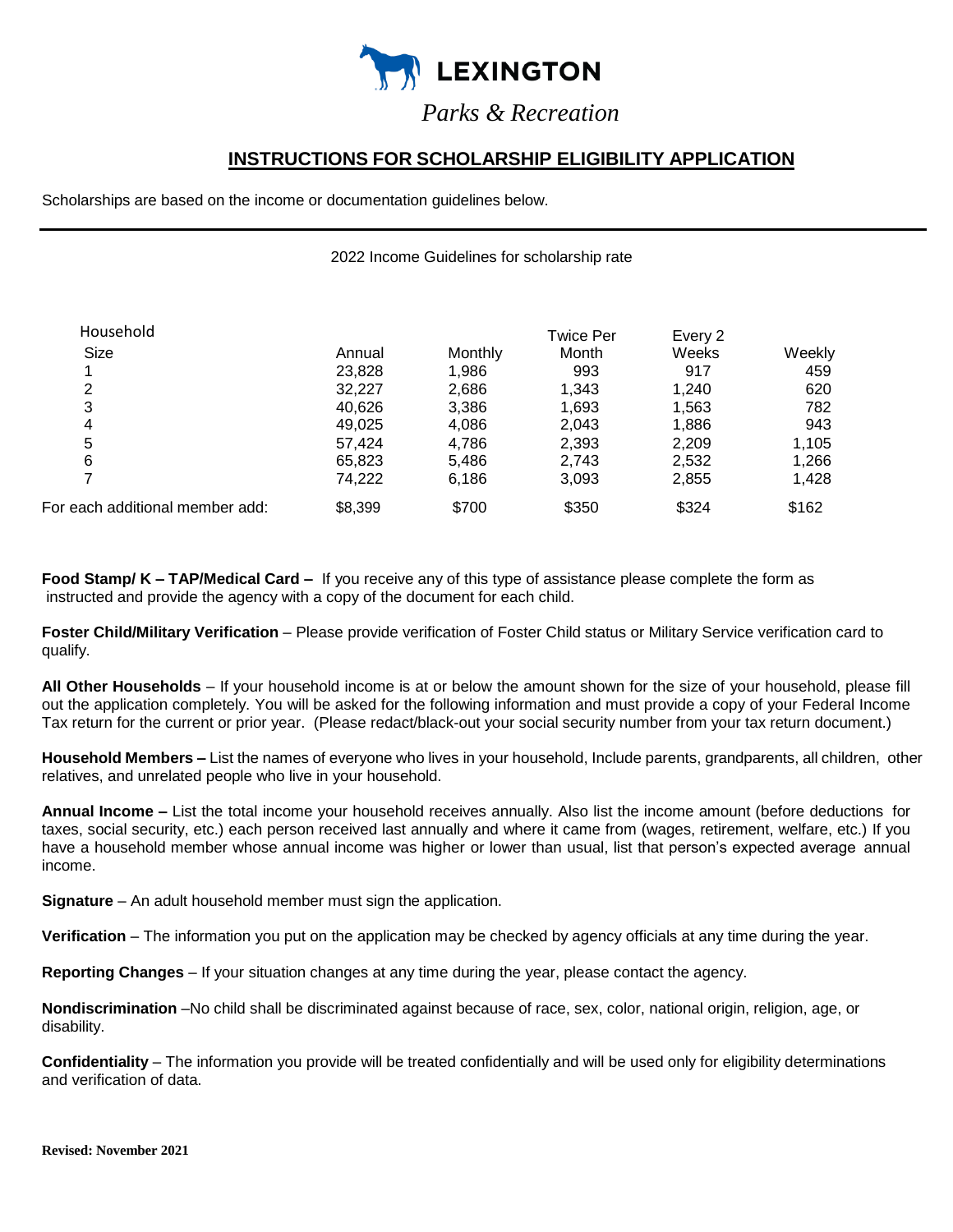LEXINGTON

*Parks & Recreation*

## INSTRUCTIONS FOR SCHOLARSHIP ELIGIBILITY APPLICATION

Scholarships are based on the income or documentation guidelines below.

---

2022 Income Guidelines for scholarship rate

| Household Size | Annual | Monthly | Twice Per Month | Every 2 Weeks | Weekly |
|---|---|---|---|---|---|
| 1 | 23,828 | 1,986 | 993 | 917 | 459 |
| 2 | 32,227 | 2,686 | 1,343 | 1,240 | 620 |
| 3 | 40,626 | 3,386 | 1,693 | 1,563 | 782 |
| 4 | 49,025 | 4,086 | 2,043 | 1,886 | 943 |
| 5 | 57,424 | 4,786 | 2,393 | 2,209 | 1,105 |
| 6 | 65,823 | 5,486 | 2,743 | 2,532 | 1,266 |
| 7 | 74,222 | 6,186 | 3,093 | 2,855 | 1,428 |
| For each additional member add: | $8,399 | $700 | $350 | $324 | $162 |

**Food Stamp/ K – TAP/Medical Card –** If you receive any of this type of assistance please complete the form as instructed and provide the agency with a copy of the document for each child.

**Foster Child/Military Verification** – Please provide verification of Foster Child status or Military Service verification card to qualify.

**All Other Households** – If your household income is at or below the amount shown for the size of your household, please fill out the application completely. You will be asked for the following information and must provide a copy of your Federal Income Tax return for the current or prior year. (Please redact/black-out your social security number from your tax return document.)

**Household Members –** List the names of everyone who lives in your household, Include parents, grandparents, all children, other relatives, and unrelated people who live in your household.

**Annual Income –** List the total income your household receives annually. Also list the income amount (before deductions for taxes, social security, etc.) each person received last annually and where it came from (wages, retirement, welfare, etc.) If you have a household member whose annual income was higher or lower than usual, list that person's expected average annual income.

**Signature** – An adult household member must sign the application.

**Verification** – The information you put on the application may be checked by agency officials at any time during the year.

**Reporting Changes** – If your situation changes at any time during the year, please contact the agency.

**Nondiscrimination** –No child shall be discriminated against because of race, sex, color, national origin, religion, age, or disability.

**Confidentiality** – The information you provide will be treated confidentially and will be used only for eligibility determinations and verification of data.

**Revised: November 2021**